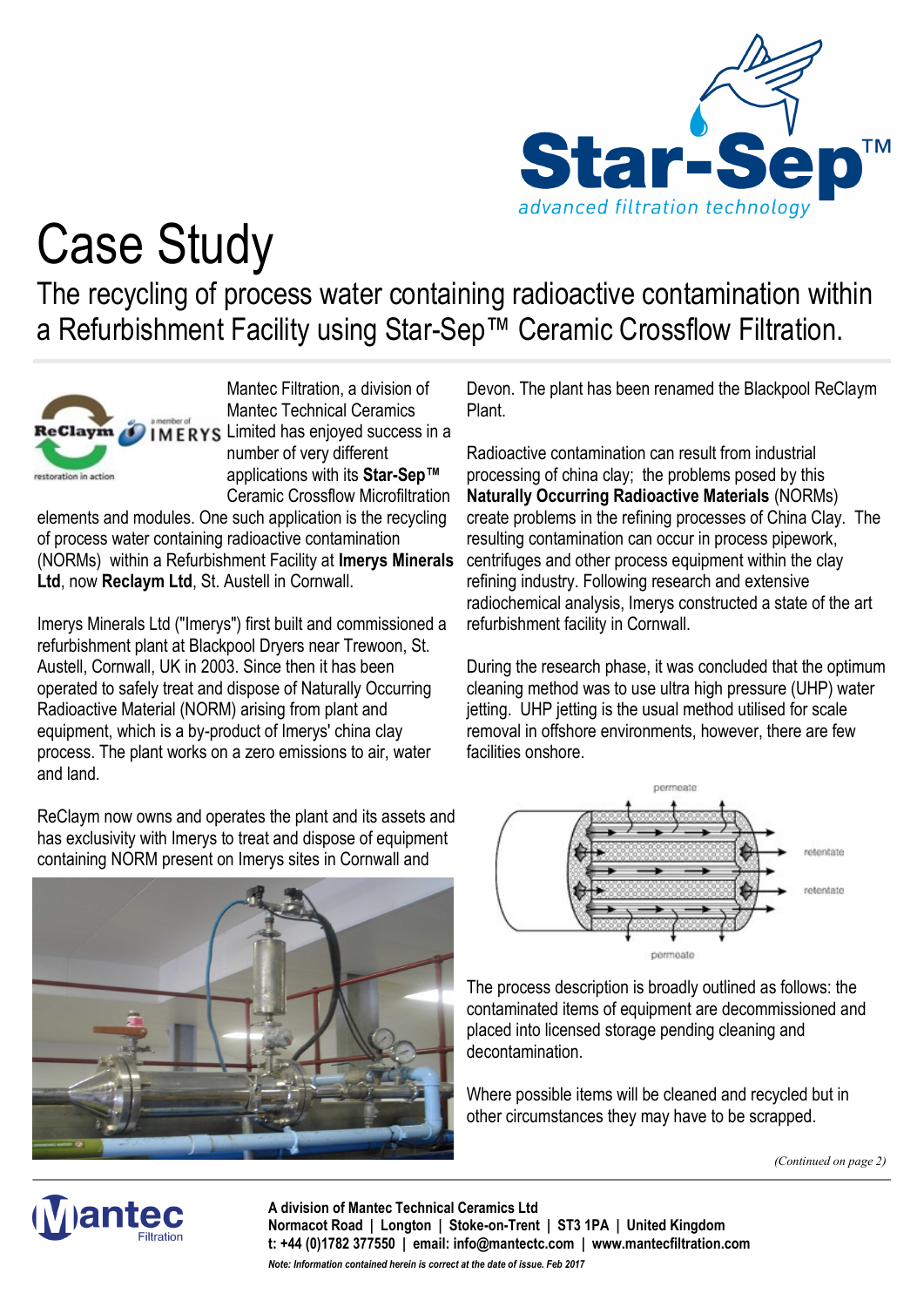# Case Study

## The recycling of process water containing radioactive contamination within a Refurbishment Facility using Star-Sep™ Ceramic Crossflow Filtration.

Mantec Filtration, a division of Mantec Technical Ceramics Limited has enjoyed success in a number of very different applications with its **Star-Sep™** Ceramic Crossflow Microfiltration elements and modules. One such application is the recycling of process water containing radioactive contamination (NORMs) within a Refurbishment Facility at **Imerys Minerals Ltd**, now **Reclaym Ltd**, St. Austell in Cornwall.

Imerys Minerals Ltd ("Imerys") first built and commissioned a refurbishment plant at Blackpool Dryers near Trewoon, St. Austell, Cornwall, UK in 2003. Since then it has been operated to safely treat and dispose of Naturally Occurring Radioactive Material (NORM) arising from plant and equipment, which is a by-product of Imerys' china clay process. The plant works on a zero emissions to air, water and land.

ReClaym now owns and operates the plant and its assets and has exclusivity with Imerys to treat and dispose of equipment containing NORM present on Imerys sites in Cornwall and Devon. The plant has been renamed the Blackpool ReClaym Plant.

Radioactive contamination can result from industrial processing of china clay; the problems posed by this **Naturally Occurring Radioactive Materials** (NORMs) create problems in the refining processes of China Clay. The resulting contamination can occur in process pipework, centrifuges and other process equipment within the clay refining industry. Following research and extensive radiochemical analysis, Imerys constructed a state of the art refurbishment facility in Cornwall.

During the research phase, it was concluded that the optimum cleaning method was to use ultra high pressure (UHP) water jetting. UHP jetting is the usual method utilised for scale removal in offshore environments, however, there are few facilities onshore.

The process description is broadly outlined as follows: the contaminated items of equipment are decommissioned and placed into licensed storage pending cleaning and decontamination.

Where possible items will be cleaned and recycled but in other circumstances they may have to be scrapped.

*(Continued on page 2)*

**A division of Mantec Technical Ceramics Ltd**
**Normacot Road | Longton | Stoke-on-Trent | ST3 1PA | United Kingdom**
**t: +44 (0)1782 377550 | email: info@mantectc.com | www.mantecfiltration.com**

***Note: Information contained herein is correct at the date of issue. Feb 2017***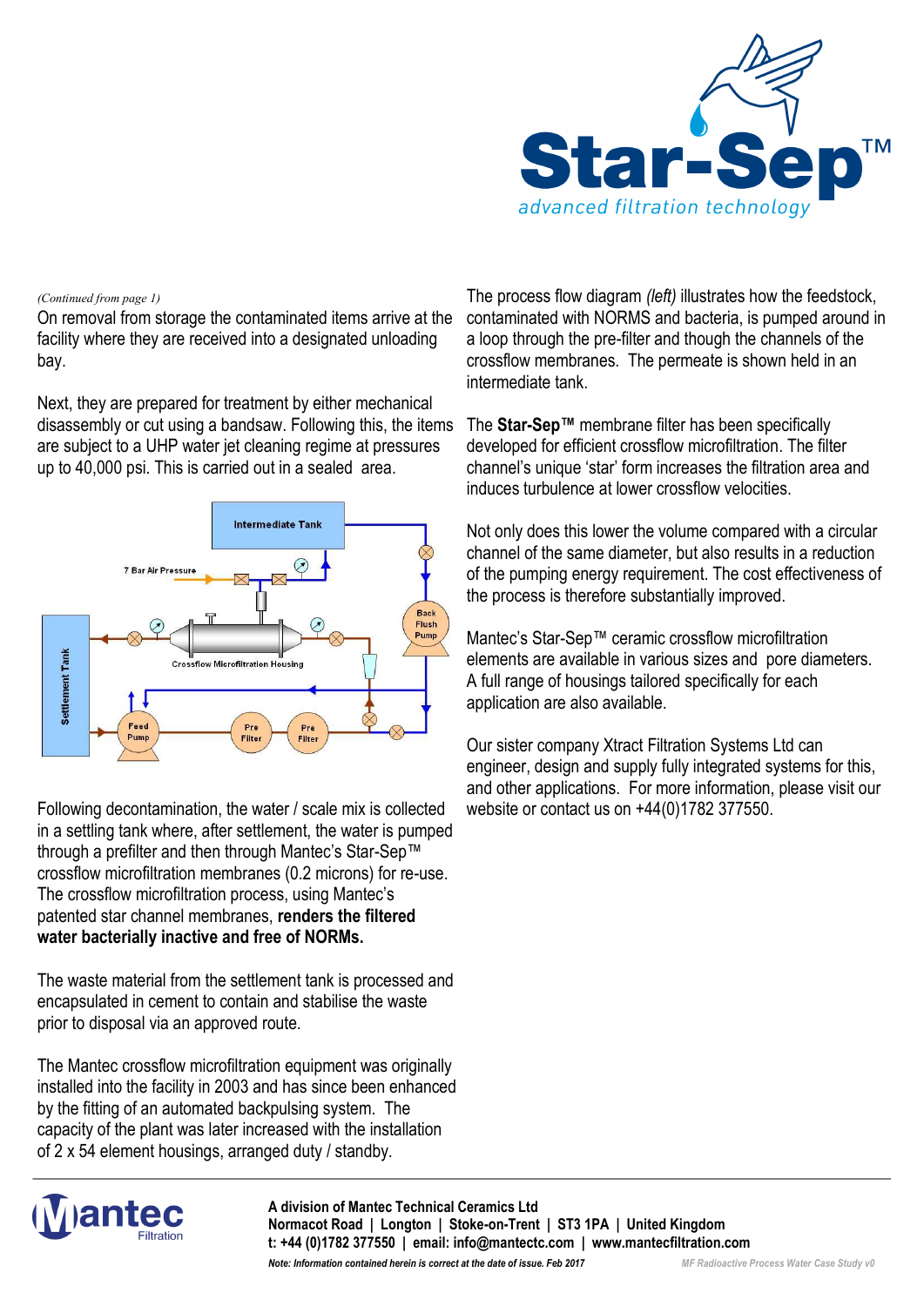Star-Sep™

*advanced filtration technology*

*(Continued from page 1)*

On removal from storage the contaminated items arrive at the facility where they are received into a designated unloading bay.

Next, they are prepared for treatment by either mechanical disassembly or cut using a bandsaw. Following this, the items are subject to a UHP water jet cleaning regime at pressures up to 40,000 psi. This is carried out in a sealed area.

Intermediate Tank

7 Bar Air Pressure

Back Flush Pump

Settlement Tank

Crossflow Microfiltration Housing

Feed Pump

Pre Filter

Pre Filter

Following decontamination, the water / scale mix is collected in a settling tank where, after settlement, the water is pumped through a prefilter and then through Mantec's Star-Sep™ crossflow microfiltration membranes (0.2 microns) for re-use. The crossflow microfiltration process, using Mantec's patented star channel membranes, **renders the filtered water bacterially inactive and free of NORMs.**

The waste material from the settlement tank is processed and encapsulated in cement to contain and stabilise the waste prior to disposal via an approved route.

The Mantec crossflow microfiltration equipment was originally installed into the facility in 2003 and has since been enhanced by the fitting of an automated backpulsing system. The capacity of the plant was later increased with the installation of 2 x 54 element housings, arranged duty / standby.

The process flow diagram *(left)* illustrates how the feedstock, contaminated with NORMS and bacteria, is pumped around in a loop through the pre-filter and though the channels of the crossflow membranes. The permeate is shown held in an intermediate tank.

The **Star-Sep™** membrane filter has been specifically developed for efficient crossflow microfiltration. The filter channel's unique 'star' form increases the filtration area and induces turbulence at lower crossflow velocities.

Not only does this lower the volume compared with a circular channel of the same diameter, but also results in a reduction of the pumping energy requirement. The cost effectiveness of the process is therefore substantially improved.

Mantec's Star-Sep™ ceramic crossflow microfiltration elements are available in various sizes and pore diameters. A full range of housings tailored specifically for each application are also available.

Our sister company Xtract Filtration Systems Ltd can engineer, design and supply fully integrated systems for this, and other applications. For more information, please visit our website or contact us on +44(0)1782 377550.

Mantec Filtration

**A division of Mantec Technical Ceramics Ltd**
**Normacot Road | Longton | Stoke-on-Trent | ST3 1PA | United Kingdom**
**t: +44 (0)1782 377550 | email: info@mantectc.com | www.mantecfiltration.com**

***Note: Information contained herein is correct at the date of issue. Feb 2017***

*MF Radioactive Process Water Case Study v0*